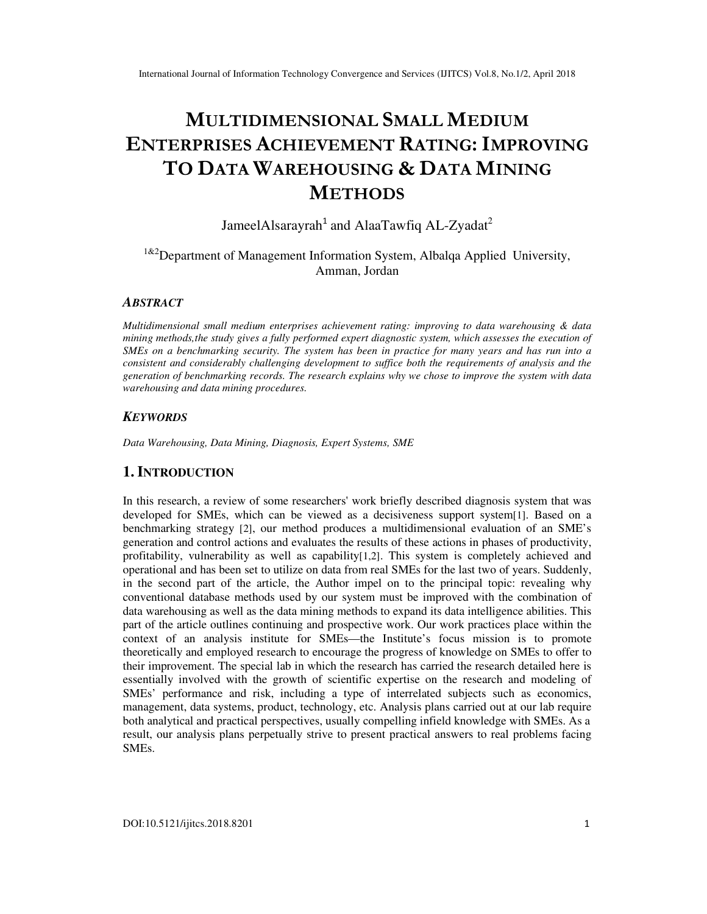# MULTIDIMENSIONAL SMALL MEDIUM ENTERPRISES ACHIEVEMENT RATING: IMPROVING TO DATA WAREHOUSING & DATA MINING METHODS

JameelAlsarayrah[1] and AlaaTawfiq AL-Zyadat[2]

[1&2]Department of Management Information System, Albalqa Applied University, Amman, Jordan

### ABSTRACT

*Multidimensional small medium enterprises achievement rating: improving to data warehousing & data mining methods,the study gives a fully performed expert diagnostic system, which assesses the execution of SMEs on a benchmarking security. The system has been in practice for many years and has run into a consistent and considerably challenging development to suffice both the requirements of analysis and the generation of benchmarking records. The research explains why we chose to improve the system with data warehousing and data mining procedures.*

### KEYWORDS

*Data Warehousing, Data Mining, Diagnosis, Expert Systems, SME*

## 1. INTRODUCTION

In this research, a review of some researchers' work briefly described diagnosis system that was developed for SMEs, which can be viewed as a decisiveness support system[1]. Based on a benchmarking strategy [2], our method produces a multidimensional evaluation of an SME's generation and control actions and evaluates the results of these actions in phases of productivity, profitability, vulnerability as well as capability[1,2]. This system is completely achieved and operational and has been set to utilize on data from real SMEs for the last two of years. Suddenly, in the second part of the article, the Author impel on to the principal topic: revealing why conventional database methods used by our system must be improved with the combination of data warehousing as well as the data mining methods to expand its data intelligence abilities. This part of the article outlines continuing and prospective work. Our work practices place within the context of an analysis institute for SMEs—the Institute's focus mission is to promote theoretically and employed research to encourage the progress of knowledge on SMEs to offer to their improvement. The special lab in which the research has carried the research detailed here is essentially involved with the growth of scientific expertise on the research and modeling of SMEs' performance and risk, including a type of interrelated subjects such as economics, management, data systems, product, technology, etc. Analysis plans carried out at our lab require both analytical and practical perspectives, usually compelling infield knowledge with SMEs. As a result, our analysis plans perpetually strive to present practical answers to real problems facing SMEs.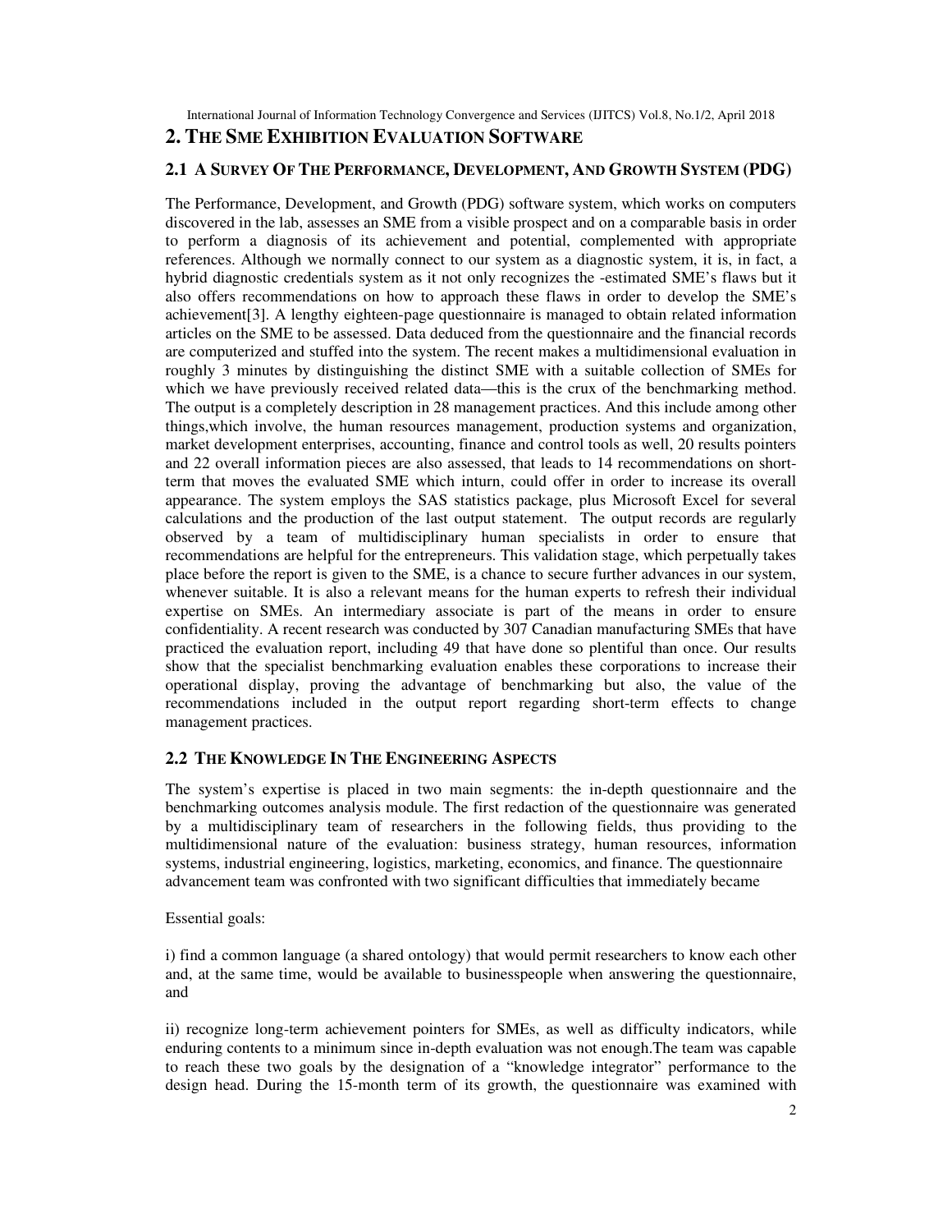## 2. THE SME EXHIBITION EVALUATION SOFTWARE

### 2.1 A SURVEY OF THE PERFORMANCE, DEVELOPMENT, AND GROWTH SYSTEM (PDG)

The Performance, Development, and Growth (PDG) software system, which works on computers discovered in the lab, assesses an SME from a visible prospect and on a comparable basis in order to perform a diagnosis of its achievement and potential, complemented with appropriate references. Although we normally connect to our system as a diagnostic system, it is, in fact, a hybrid diagnostic credentials system as it not only recognizes the -estimated SME's flaws but it also offers recommendations on how to approach these flaws in order to develop the SME's achievement[3]. A lengthy eighteen-page questionnaire is managed to obtain related information articles on the SME to be assessed. Data deduced from the questionnaire and the financial records are computerized and stuffed into the system. The recent makes a multidimensional evaluation in roughly 3 minutes by distinguishing the distinct SME with a suitable collection of SMEs for which we have previously received related data—this is the crux of the benchmarking method. The output is a completely description in 28 management practices. And this include among other things,which involve, the human resources management, production systems and organization, market development enterprises, accounting, finance and control tools as well, 20 results pointers and 22 overall information pieces are also assessed, that leads to 14 recommendations on short-term that moves the evaluated SME which inturn, could offer in order to increase its overall appearance. The system employs the SAS statistics package, plus Microsoft Excel for several calculations and the production of the last output statement. The output records are regularly observed by a team of multidisciplinary human specialists in order to ensure that recommendations are helpful for the entrepreneurs. This validation stage, which perpetually takes place before the report is given to the SME, is a chance to secure further advances in our system, whenever suitable. It is also a relevant means for the human experts to refresh their individual expertise on SMEs. An intermediary associate is part of the means in order to ensure confidentiality. A recent research was conducted by 307 Canadian manufacturing SMEs that have practiced the evaluation report, including 49 that have done so plentiful than once. Our results show that the specialist benchmarking evaluation enables these corporations to increase their operational display, proving the advantage of benchmarking but also, the value of the recommendations included in the output report regarding short-term effects to change management practices.

### 2.2 THE KNOWLEDGE IN THE ENGINEERING ASPECTS

The system's expertise is placed in two main segments: the in-depth questionnaire and the benchmarking outcomes analysis module. The first redaction of the questionnaire was generated by a multidisciplinary team of researchers in the following fields, thus providing to the multidimensional nature of the evaluation: business strategy, human resources, information systems, industrial engineering, logistics, marketing, economics, and finance. The questionnaire advancement team was confronted with two significant difficulties that immediately became

Essential goals:

i) find a common language (a shared ontology) that would permit researchers to know each other and, at the same time, would be available to businesspeople when answering the questionnaire, and

ii) recognize long-term achievement pointers for SMEs, as well as difficulty indicators, while enduring contents to a minimum since in-depth evaluation was not enough.The team was capable to reach these two goals by the designation of a "knowledge integrator" performance to the design head. During the 15-month term of its growth, the questionnaire was examined with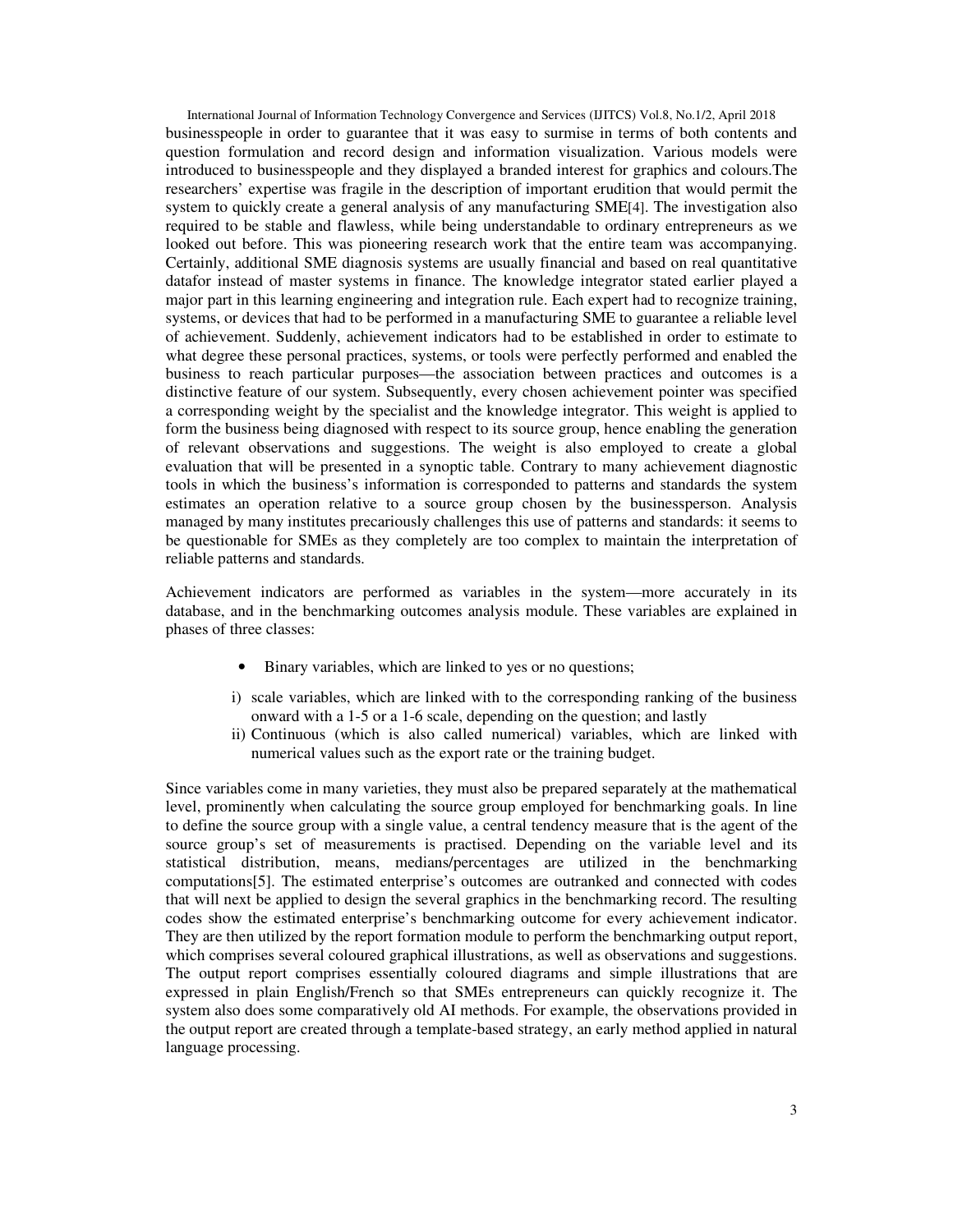businesspeople in order to guarantee that it was easy to surmise in terms of both contents and question formulation and record design and information visualization. Various models were introduced to businesspeople and they displayed a branded interest for graphics and colours.The researchers' expertise was fragile in the description of important erudition that would permit the system to quickly create a general analysis of any manufacturing SME[4]. The investigation also required to be stable and flawless, while being understandable to ordinary entrepreneurs as we looked out before. This was pioneering research work that the entire team was accompanying. Certainly, additional SME diagnosis systems are usually financial and based on real quantitative datafor instead of master systems in finance. The knowledge integrator stated earlier played a major part in this learning engineering and integration rule. Each expert had to recognize training, systems, or devices that had to be performed in a manufacturing SME to guarantee a reliable level of achievement. Suddenly, achievement indicators had to be established in order to estimate to what degree these personal practices, systems, or tools were perfectly performed and enabled the business to reach particular purposes—the association between practices and outcomes is a distinctive feature of our system. Subsequently, every chosen achievement pointer was specified a corresponding weight by the specialist and the knowledge integrator. This weight is applied to form the business being diagnosed with respect to its source group, hence enabling the generation of relevant observations and suggestions. The weight is also employed to create a global evaluation that will be presented in a synoptic table. Contrary to many achievement diagnostic tools in which the business's information is corresponded to patterns and standards the system estimates an operation relative to a source group chosen by the businessperson. Analysis managed by many institutes precariously challenges this use of patterns and standards: it seems to be questionable for SMEs as they completely are too complex to maintain the interpretation of reliable patterns and standards.

Achievement indicators are performed as variables in the system—more accurately in its database, and in the benchmarking outcomes analysis module. These variables are explained in phases of three classes:

- Binary variables, which are linked to yes or no questions;

i) scale variables, which are linked with to the corresponding ranking of the business onward with a 1-5 or a 1-6 scale, depending on the question; and lastly

ii) Continuous (which is also called numerical) variables, which are linked with numerical values such as the export rate or the training budget.

Since variables come in many varieties, they must also be prepared separately at the mathematical level, prominently when calculating the source group employed for benchmarking goals. In line to define the source group with a single value, a central tendency measure that is the agent of the source group's set of measurements is practised. Depending on the variable level and its statistical distribution, means, medians/percentages are utilized in the benchmarking computations[5]. The estimated enterprise's outcomes are outranked and connected with codes that will next be applied to design the several graphics in the benchmarking record. The resulting codes show the estimated enterprise's benchmarking outcome for every achievement indicator. They are then utilized by the report formation module to perform the benchmarking output report, which comprises several coloured graphical illustrations, as well as observations and suggestions. The output report comprises essentially coloured diagrams and simple illustrations that are expressed in plain English/French so that SMEs entrepreneurs can quickly recognize it. The system also does some comparatively old AI methods. For example, the observations provided in the output report are created through a template-based strategy, an early method applied in natural language processing.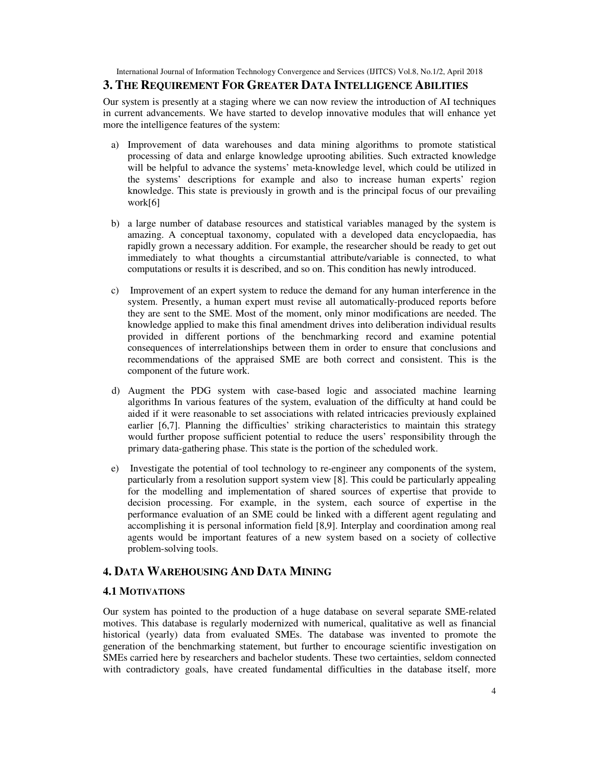## 3. The Requirement For Greater Data Intelligence Abilities

Our system is presently at a staging where we can now review the introduction of AI techniques in current advancements. We have started to develop innovative modules that will enhance yet more the intelligence features of the system:

a) Improvement of data warehouses and data mining algorithms to promote statistical processing of data and enlarge knowledge uprooting abilities. Such extracted knowledge will be helpful to advance the systems' meta-knowledge level, which could be utilized in the systems' descriptions for example and also to increase human experts' region knowledge. This state is previously in growth and is the principal focus of our prevailing work[6]

b) a large number of database resources and statistical variables managed by the system is amazing. A conceptual taxonomy, copulated with a developed data encyclopaedia, has rapidly grown a necessary addition. For example, the researcher should be ready to get out immediately to what thoughts a circumstantial attribute/variable is connected, to what computations or results it is described, and so on. This condition has newly introduced.

c) Improvement of an expert system to reduce the demand for any human interference in the system. Presently, a human expert must revise all automatically-produced reports before they are sent to the SME. Most of the moment, only minor modifications are needed. The knowledge applied to make this final amendment drives into deliberation individual results provided in different portions of the benchmarking record and examine potential consequences of interrelationships between them in order to ensure that conclusions and recommendations of the appraised SME are both correct and consistent. This is the component of the future work.

d) Augment the PDG system with case-based logic and associated machine learning algorithms In various features of the system, evaluation of the difficulty at hand could be aided if it were reasonable to set associations with related intricacies previously explained earlier [6,7]. Planning the difficulties' striking characteristics to maintain this strategy would further propose sufficient potential to reduce the users' responsibility through the primary data-gathering phase. This state is the portion of the scheduled work.

e) Investigate the potential of tool technology to re-engineer any components of the system, particularly from a resolution support system view [8]. This could be particularly appealing for the modelling and implementation of shared sources of expertise that provide to decision processing. For example, in the system, each source of expertise in the performance evaluation of an SME could be linked with a different agent regulating and accomplishing it is personal information field [8,9]. Interplay and coordination among real agents would be important features of a new system based on a society of collective problem-solving tools.

## 4. Data Warehousing And Data Mining

### 4.1 Motivations

Our system has pointed to the production of a huge database on several separate SME-related motives. This database is regularly modernized with numerical, qualitative as well as financial historical (yearly) data from evaluated SMEs. The database was invented to promote the generation of the benchmarking statement, but further to encourage scientific investigation on SMEs carried here by researchers and bachelor students. These two certainties, seldom connected with contradictory goals, have created fundamental difficulties in the database itself, more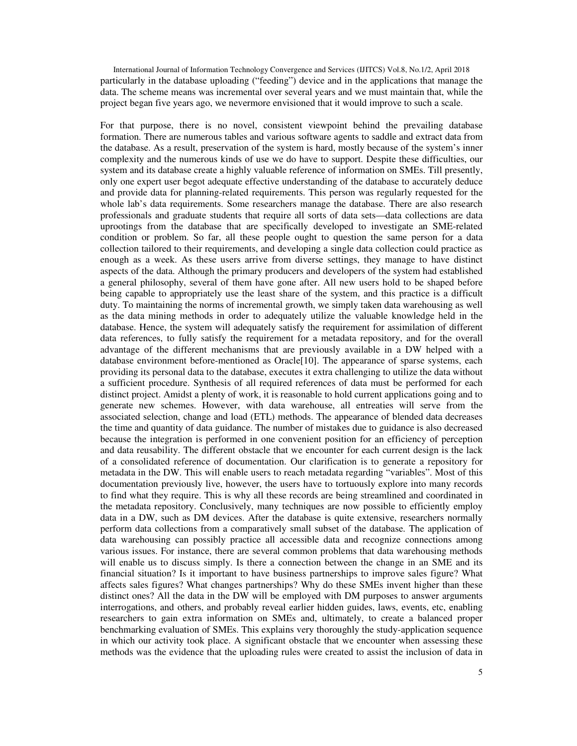particularly in the database uploading ("feeding") device and in the applications that manage the data. The scheme means was incremental over several years and we must maintain that, while the project began five years ago, we nevermore envisioned that it would improve to such a scale.

For that purpose, there is no novel, consistent viewpoint behind the prevailing database formation. There are numerous tables and various software agents to saddle and extract data from the database. As a result, preservation of the system is hard, mostly because of the system's inner complexity and the numerous kinds of use we do have to support. Despite these difficulties, our system and its database create a highly valuable reference of information on SMEs. Till presently, only one expert user begot adequate effective understanding of the database to accurately deduce and provide data for planning-related requirements. This person was regularly requested for the whole lab's data requirements. Some researchers manage the database. There are also research professionals and graduate students that require all sorts of data sets—data collections are data uprootings from the database that are specifically developed to investigate an SME-related condition or problem. So far, all these people ought to question the same person for a data collection tailored to their requirements, and developing a single data collection could practice as enough as a week. As these users arrive from diverse settings, they manage to have distinct aspects of the data. Although the primary producers and developers of the system had established a general philosophy, several of them have gone after. All new users hold to be shaped before being capable to appropriately use the least share of the system, and this practice is a difficult duty. To maintaining the norms of incremental growth, we simply taken data warehousing as well as the data mining methods in order to adequately utilize the valuable knowledge held in the database. Hence, the system will adequately satisfy the requirement for assimilation of different data references, to fully satisfy the requirement for a metadata repository, and for the overall advantage of the different mechanisms that are previously available in a DW helped with a database environment before-mentioned as Oracle[10]. The appearance of sparse systems, each providing its personal data to the database, executes it extra challenging to utilize the data without a sufficient procedure. Synthesis of all required references of data must be performed for each distinct project. Amidst a plenty of work, it is reasonable to hold current applications going and to generate new schemes. However, with data warehouse, all entreaties will serve from the associated selection, change and load (ETL) methods. The appearance of blended data decreases the time and quantity of data guidance. The number of mistakes due to guidance is also decreased because the integration is performed in one convenient position for an efficiency of perception and data reusability. The different obstacle that we encounter for each current design is the lack of a consolidated reference of documentation. Our clarification is to generate a repository for metadata in the DW. This will enable users to reach metadata regarding "variables". Most of this documentation previously live, however, the users have to tortuously explore into many records to find what they require. This is why all these records are being streamlined and coordinated in the metadata repository. Conclusively, many techniques are now possible to efficiently employ data in a DW, such as DM devices. After the database is quite extensive, researchers normally perform data collections from a comparatively small subset of the database. The application of data warehousing can possibly practice all accessible data and recognize connections among various issues. For instance, there are several common problems that data warehousing methods will enable us to discuss simply. Is there a connection between the change in an SME and its financial situation? Is it important to have business partnerships to improve sales figure? What affects sales figures? What changes partnerships? Why do these SMEs invent higher than these distinct ones? All the data in the DW will be employed with DM purposes to answer arguments interrogations, and others, and probably reveal earlier hidden guides, laws, events, etc, enabling researchers to gain extra information on SMEs and, ultimately, to create a balanced proper benchmarking evaluation of SMEs. This explains very thoroughly the study-application sequence in which our activity took place. A significant obstacle that we encounter when assessing these methods was the evidence that the uploading rules were created to assist the inclusion of data in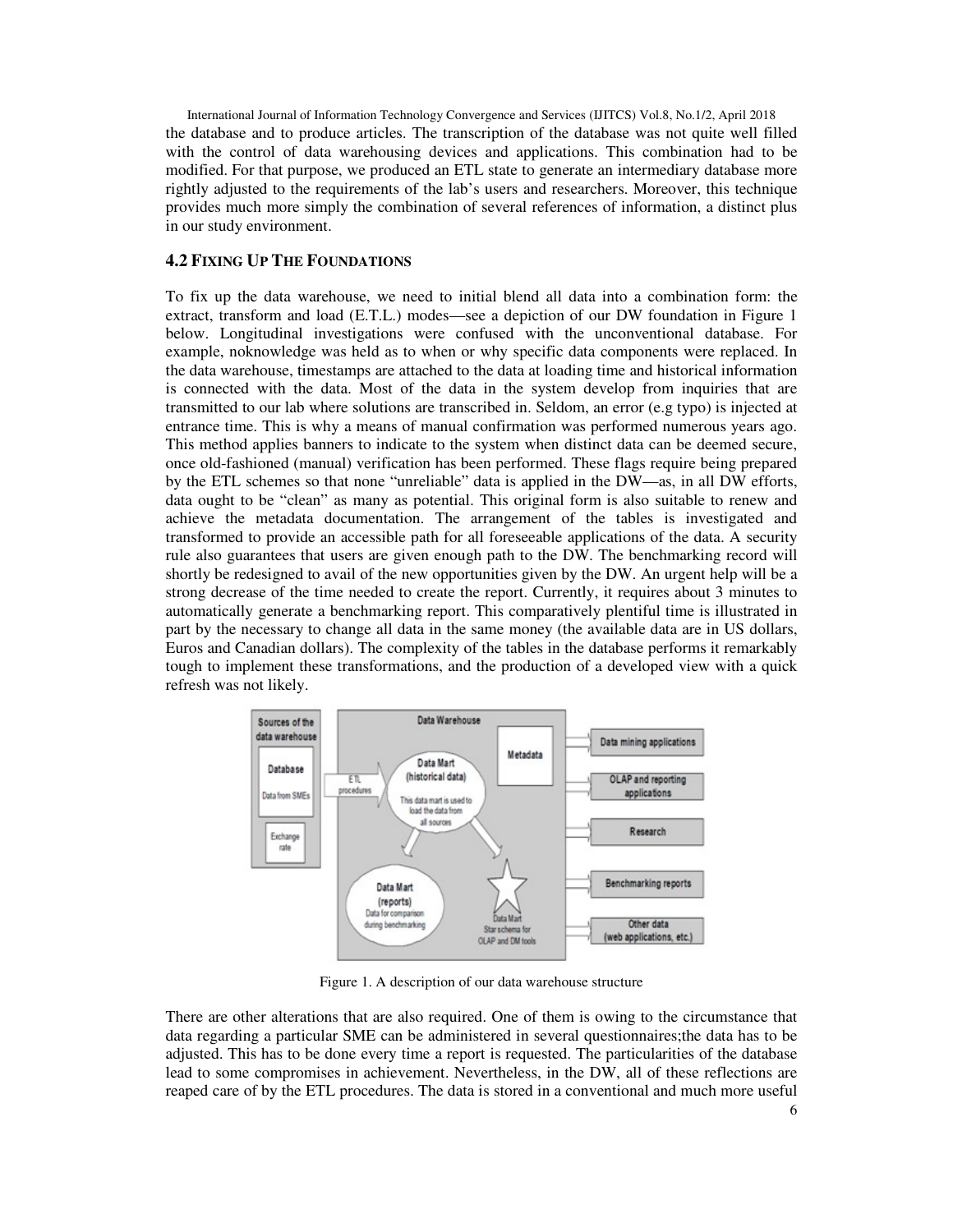the database and to produce articles. The transcription of the database was not quite well filled with the control of data warehousing devices and applications. This combination had to be modified. For that purpose, we produced an ETL state to generate an intermediary database more rightly adjusted to the requirements of the lab's users and researchers. Moreover, this technique provides much more simply the combination of several references of information, a distinct plus in our study environment.

## 4.2 FIXING UP THE FOUNDATIONS

To fix up the data warehouse, we need to initial blend all data into a combination form: the extract, transform and load (E.T.L.) modes—see a depiction of our DW foundation in Figure 1 below. Longitudinal investigations were confused with the unconventional database. For example, noknowledge was held as to when or why specific data components were replaced. In the data warehouse, timestamps are attached to the data at loading time and historical information is connected with the data. Most of the data in the system develop from inquiries that are transmitted to our lab where solutions are transcribed in. Seldom, an error (e.g typo) is injected at entrance time. This is why a means of manual confirmation was performed numerous years ago. This method applies banners to indicate to the system when distinct data can be deemed secure, once old-fashioned (manual) verification has been performed. These flags require being prepared by the ETL schemes so that none "unreliable" data is applied in the DW—as, in all DW efforts, data ought to be "clean" as many as potential. This original form is also suitable to renew and achieve the metadata documentation. The arrangement of the tables is investigated and transformed to provide an accessible path for all foreseeable applications of the data. A security rule also guarantees that users are given enough path to the DW. The benchmarking record will shortly be redesigned to avail of the new opportunities given by the DW. An urgent help will be a strong decrease of the time needed to create the report. Currently, it requires about 3 minutes to automatically generate a benchmarking report. This comparatively plentiful time is illustrated in part by the necessary to change all data in the same money (the available data are in US dollars, Euros and Canadian dollars). The complexity of the tables in the database performs it remarkably tough to implement these transformations, and the production of a developed view with a quick refresh was not likely.

Figure 1. A description of our data warehouse structure

There are other alterations that are also required. One of them is owing to the circumstance that data regarding a particular SME can be administered in several questionnaires;the data has to be adjusted. This has to be done every time a report is requested. The particularities of the database lead to some compromises in achievement. Nevertheless, in the DW, all of these reflections are reaped care of by the ETL procedures. The data is stored in a conventional and much more useful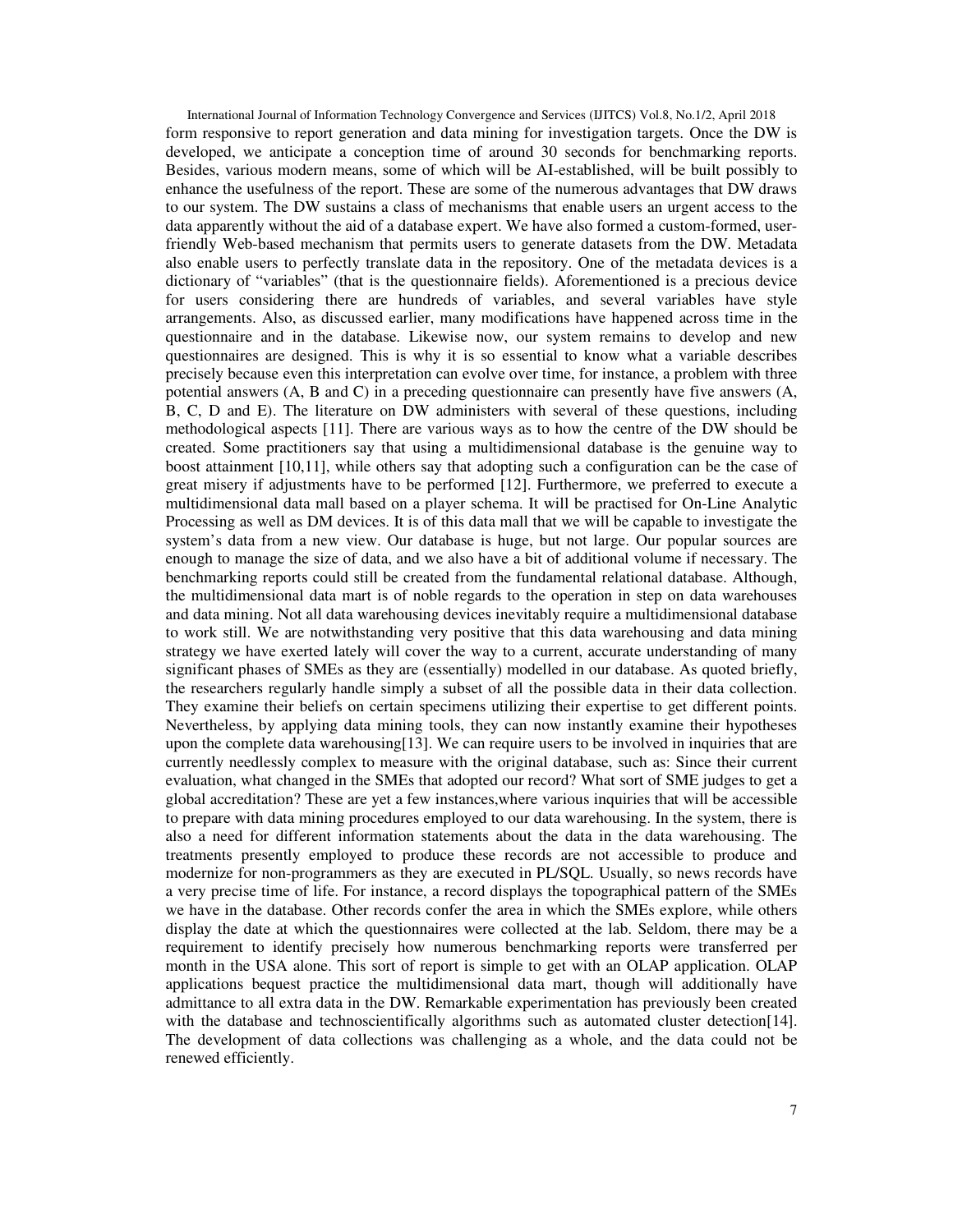form responsive to report generation and data mining for investigation targets. Once the DW is developed, we anticipate a conception time of around 30 seconds for benchmarking reports. Besides, various modern means, some of which will be AI-established, will be built possibly to enhance the usefulness of the report. These are some of the numerous advantages that DW draws to our system. The DW sustains a class of mechanisms that enable users an urgent access to the data apparently without the aid of a database expert. We have also formed a custom-formed, user-friendly Web-based mechanism that permits users to generate datasets from the DW. Metadata also enable users to perfectly translate data in the repository. One of the metadata devices is a dictionary of "variables" (that is the questionnaire fields). Aforementioned is a precious device for users considering there are hundreds of variables, and several variables have style arrangements. Also, as discussed earlier, many modifications have happened across time in the questionnaire and in the database. Likewise now, our system remains to develop and new questionnaires are designed. This is why it is so essential to know what a variable describes precisely because even this interpretation can evolve over time, for instance, a problem with three potential answers (A, B and C) in a preceding questionnaire can presently have five answers (A, B, C, D and E). The literature on DW administers with several of these questions, including methodological aspects [11]. There are various ways as to how the centre of the DW should be created. Some practitioners say that using a multidimensional database is the genuine way to boost attainment [10,11], while others say that adopting such a configuration can be the case of great misery if adjustments have to be performed [12]. Furthermore, we preferred to execute a multidimensional data mall based on a player schema. It will be practised for On-Line Analytic Processing as well as DM devices. It is of this data mall that we will be capable to investigate the system's data from a new view. Our database is huge, but not large. Our popular sources are enough to manage the size of data, and we also have a bit of additional volume if necessary. The benchmarking reports could still be created from the fundamental relational database. Although, the multidimensional data mart is of noble regards to the operation in step on data warehouses and data mining. Not all data warehousing devices inevitably require a multidimensional database to work still. We are notwithstanding very positive that this data warehousing and data mining strategy we have exerted lately will cover the way to a current, accurate understanding of many significant phases of SMEs as they are (essentially) modelled in our database. As quoted briefly, the researchers regularly handle simply a subset of all the possible data in their data collection. They examine their beliefs on certain specimens utilizing their expertise to get different points. Nevertheless, by applying data mining tools, they can now instantly examine their hypotheses upon the complete data warehousing[13]. We can require users to be involved in inquiries that are currently needlessly complex to measure with the original database, such as: Since their current evaluation, what changed in the SMEs that adopted our record? What sort of SME judges to get a global accreditation? These are yet a few instances,where various inquiries that will be accessible to prepare with data mining procedures employed to our data warehousing. In the system, there is also a need for different information statements about the data in the data warehousing. The treatments presently employed to produce these records are not accessible to produce and modernize for non-programmers as they are executed in PL/SQL. Usually, so news records have a very precise time of life. For instance, a record displays the topographical pattern of the SMEs we have in the database. Other records confer the area in which the SMEs explore, while others display the date at which the questionnaires were collected at the lab. Seldom, there may be a requirement to identify precisely how numerous benchmarking reports were transferred per month in the USA alone. This sort of report is simple to get with an OLAP application. OLAP applications bequest practice the multidimensional data mart, though will additionally have admittance to all extra data in the DW. Remarkable experimentation has previously been created with the database and technoscientifically algorithms such as automated cluster detection[14]. The development of data collections was challenging as a whole, and the data could not be renewed efficiently.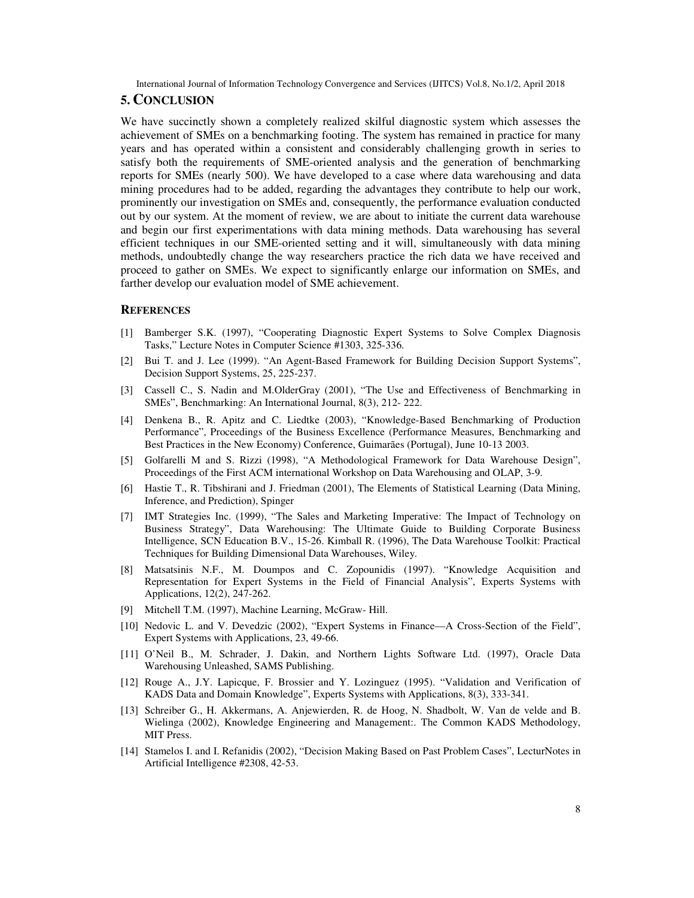## 5. CONCLUSION

We have succinctly shown a completely realized skilful diagnostic system which assesses the achievement of SMEs on a benchmarking footing. The system has remained in practice for many years and has operated within a consistent and considerably challenging growth in series to satisfy both the requirements of SME-oriented analysis and the generation of benchmarking reports for SMEs (nearly 500). We have developed to a case where data warehousing and data mining procedures had to be added, regarding the advantages they contribute to help our work, prominently our investigation on SMEs and, consequently, the performance evaluation conducted out by our system. At the moment of review, we are about to initiate the current data warehouse and begin our first experimentations with data mining methods. Data warehousing has several efficient techniques in our SME-oriented setting and it will, simultaneously with data mining methods, undoubtedly change the way researchers practice the rich data we have received and proceed to gather on SMEs. We expect to significantly enlarge our information on SMEs, and farther develop our evaluation model of SME achievement.

### REFERENCES

[1] Bamberger S.K. (1997), "Cooperating Diagnostic Expert Systems to Solve Complex Diagnosis Tasks," Lecture Notes in Computer Science #1303, 325-336.

[2] Bui T. and J. Lee (1999). "An Agent-Based Framework for Building Decision Support Systems", Decision Support Systems, 25, 225-237.

[3] Cassell C., S. Nadin and M.OlderGray (2001), "The Use and Effectiveness of Benchmarking in SMEs", Benchmarking: An International Journal, 8(3), 212- 222.

[4] Denkena B., R. Apitz and C. Liedtke (2003), "Knowledge-Based Benchmarking of Production Performance", Proceedings of the Business Excellence (Performance Measures, Benchmarking and Best Practices in the New Economy) Conference, Guimarães (Portugal), June 10-13 2003.

[5] Golfarelli M and S. Rizzi (1998), "A Methodological Framework for Data Warehouse Design", Proceedings of the First ACM international Workshop on Data Warehousing and OLAP, 3-9.

[6] Hastie T., R. Tibshirani and J. Friedman (2001), The Elements of Statistical Learning (Data Mining, Inference, and Prediction), Spinger

[7] IMT Strategies Inc. (1999), "The Sales and Marketing Imperative: The Impact of Technology on Business Strategy", Data Warehousing: The Ultimate Guide to Building Corporate Business Intelligence, SCN Education B.V., 15-26. Kimball R. (1996), The Data Warehouse Toolkit: Practical Techniques for Building Dimensional Data Warehouses, Wiley.

[8] Matsatsinis N.F., M. Doumpos and C. Zopounidis (1997). "Knowledge Acquisition and Representation for Expert Systems in the Field of Financial Analysis", Experts Systems with Applications, 12(2), 247-262.

[9] Mitchell T.M. (1997), Machine Learning, McGraw- Hill.

[10] Nedovic L. and V. Devedzic (2002), "Expert Systems in Finance—A Cross-Section of the Field", Expert Systems with Applications, 23, 49-66.

[11] O'Neil B., M. Schrader, J. Dakin, and Northern Lights Software Ltd. (1997), Oracle Data Warehousing Unleashed, SAMS Publishing.

[12] Rouge A., J.Y. Lapicque, F. Brossier and Y. Lozinguez (1995). "Validation and Verification of KADS Data and Domain Knowledge", Experts Systems with Applications, 8(3), 333-341.

[13] Schreiber G., H. Akkermans, A. Anjewierden, R. de Hoog, N. Shadbolt, W. Van de velde and B. Wielinga (2002), Knowledge Engineering and Management:. The Common KADS Methodology, MIT Press.

[14] Stamelos I. and I. Refanidis (2002), "Decision Making Based on Past Problem Cases", LecturNotes in Artificial Intelligence #2308, 42-53.